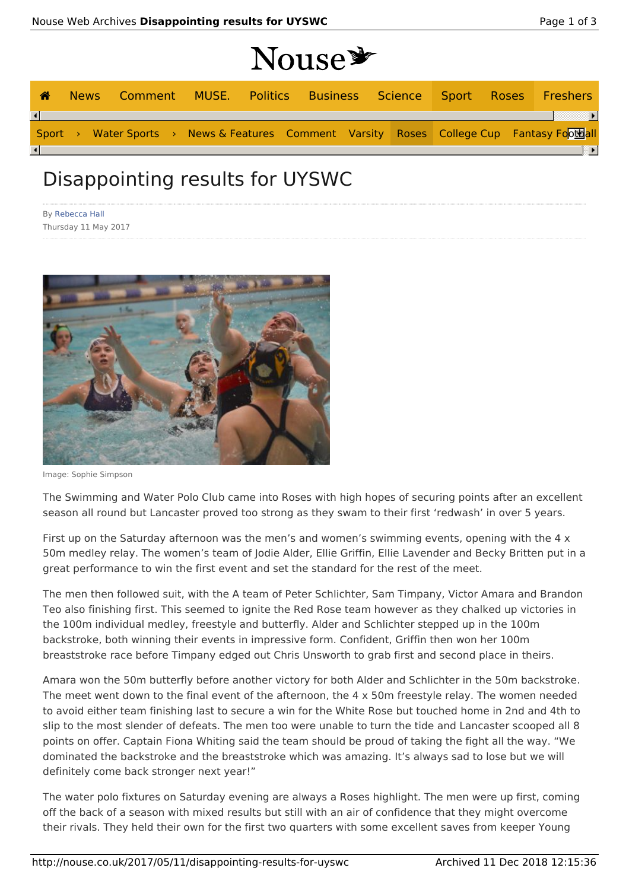Nouse

🏠 News Comment MUSE. Politics Business Science Sport Roses Freshers

Sport › Water Sports › News & Features Comment Varsity Roses College Cup Fantasy Football

# Disappointing results for UYSWC

By Rebecca Hall
Thursday 11 May 2017

Image: Sophie Simpson

The Swimming and Water Polo Club came into Roses with high hopes of securing points after an excellent season all round but Lancaster proved too strong as they swam to their first 'redwash' in over 5 years.

First up on the Saturday afternoon was the men's and women's swimming events, opening with the 4 x 50m medley relay. The women's team of Jodie Alder, Ellie Griffin, Ellie Lavender and Becky Britten put in a great performance to win the first event and set the standard for the rest of the meet.

The men then followed suit, with the A team of Peter Schlichter, Sam Timpany, Victor Amara and Brandon Teo also finishing first. This seemed to ignite the Red Rose team however as they chalked up victories in the 100m individual medley, freestyle and butterfly. Alder and Schlichter stepped up in the 100m backstroke, both winning their events in impressive form. Confident, Griffin then won her 100m breaststroke race before Timpany edged out Chris Unsworth to grab first and second place in theirs.

Amara won the 50m butterfly before another victory for both Alder and Schlichter in the 50m backstroke. The meet went down to the final event of the afternoon, the 4 x 50m freestyle relay. The women needed to avoid either team finishing last to secure a win for the White Rose but touched home in 2nd and 4th to slip to the most slender of defeats. The men too were unable to turn the tide and Lancaster scooped all 8 points on offer. Captain Fiona Whiting said the team should be proud of taking the fight all the way. "We dominated the backstroke and the breaststroke which was amazing. It's always sad to lose but we will definitely come back stronger next year!"

The water polo fixtures on Saturday evening are always a Roses highlight. The men were up first, coming off the back of a season with mixed results but still with an air of confidence that they might overcome their rivals. They held their own for the first two quarters with some excellent saves from keeper Young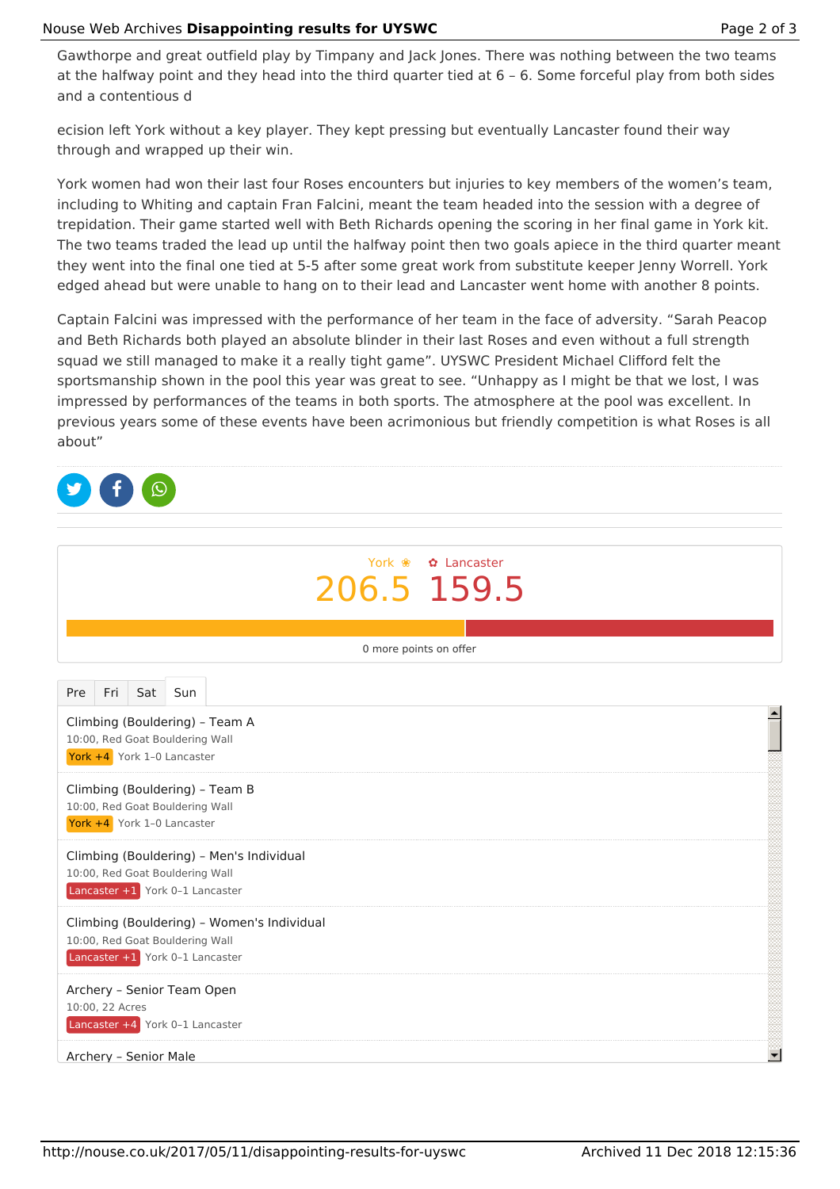Gawthorpe and great outfield play by Timpany and Jack Jones. There was nothing between the two teams at the halfway point and they head into the third quarter tied at 6 – 6. Some forceful play from both sides and a contentious d

ecision left York without a key player. They kept pressing but eventually Lancaster found their way through and wrapped up their win.

York women had won their last four Roses encounters but injuries to key members of the women's team, including to Whiting and captain Fran Falcini, meant the team headed into the session with a degree of trepidation. Their game started well with Beth Richards opening the scoring in her final game in York kit. The two teams traded the lead up until the halfway point then two goals apiece in the third quarter meant they went into the final one tied at 5-5 after some great work from substitute keeper Jenny Worrell. York edged ahead but were unable to hang on to their lead and Lancaster went home with another 8 points.

Captain Falcini was impressed with the performance of her team in the face of adversity. "Sarah Peacop and Beth Richards both played an absolute blinder in their last Roses and even without a full strength squad we still managed to make it a really tight game". UYSWC President Michael Clifford felt the sportsmanship shown in the pool this year was great to see. "Unhappy as I might be that we lost, I was impressed by performances of the teams in both sports. The atmosphere at the pool was excellent. In previous years some of these events have been acrimonious but friendly competition is what Roses is all about"

York ❀ ✿ Lancaster

206.5 159.5

0 more points on offer

Pre | Fri | Sat | Sun

Climbing (Bouldering) – Team A
10:00, Red Goat Bouldering Wall
York +4 York 1–0 Lancaster

Climbing (Bouldering) – Team B
10:00, Red Goat Bouldering Wall
York +4 York 1–0 Lancaster

Climbing (Bouldering) – Men's Individual
10:00, Red Goat Bouldering Wall
Lancaster +1 York 0–1 Lancaster

Climbing (Bouldering) – Women's Individual
10:00, Red Goat Bouldering Wall
Lancaster +1 York 0–1 Lancaster

Archery – Senior Team Open
10:00, 22 Acres
Lancaster +4 York 0–1 Lancaster

Archery – Senior Male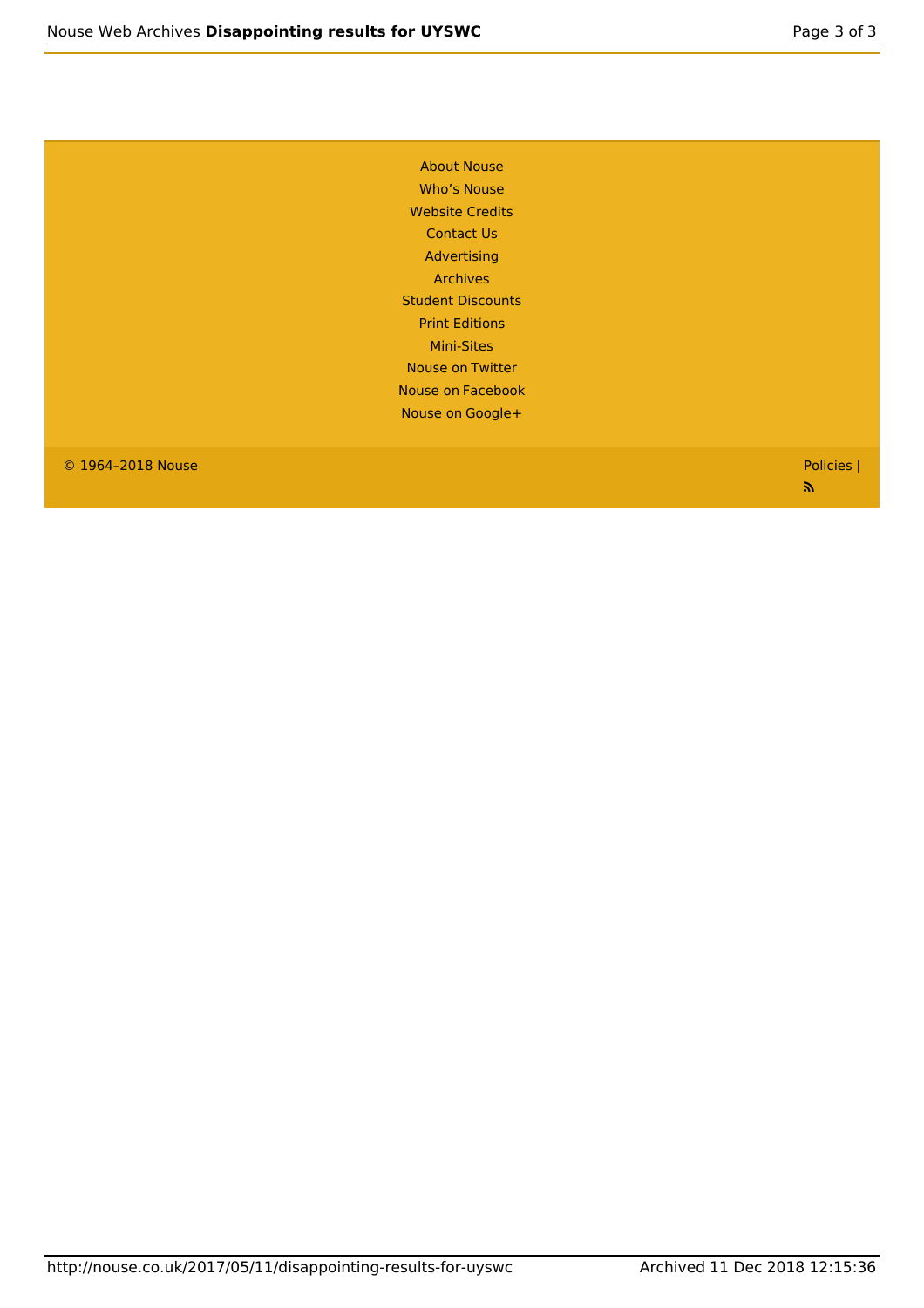About Nouse
Who’s Nouse
Website Credits
Contact Us
Advertising
Archives
Student Discounts
Print Editions
Mini-Sites
Nouse on Twitter
Nouse on Facebook
Nouse on Google+

© 1964–2018 Nouse

Policies |